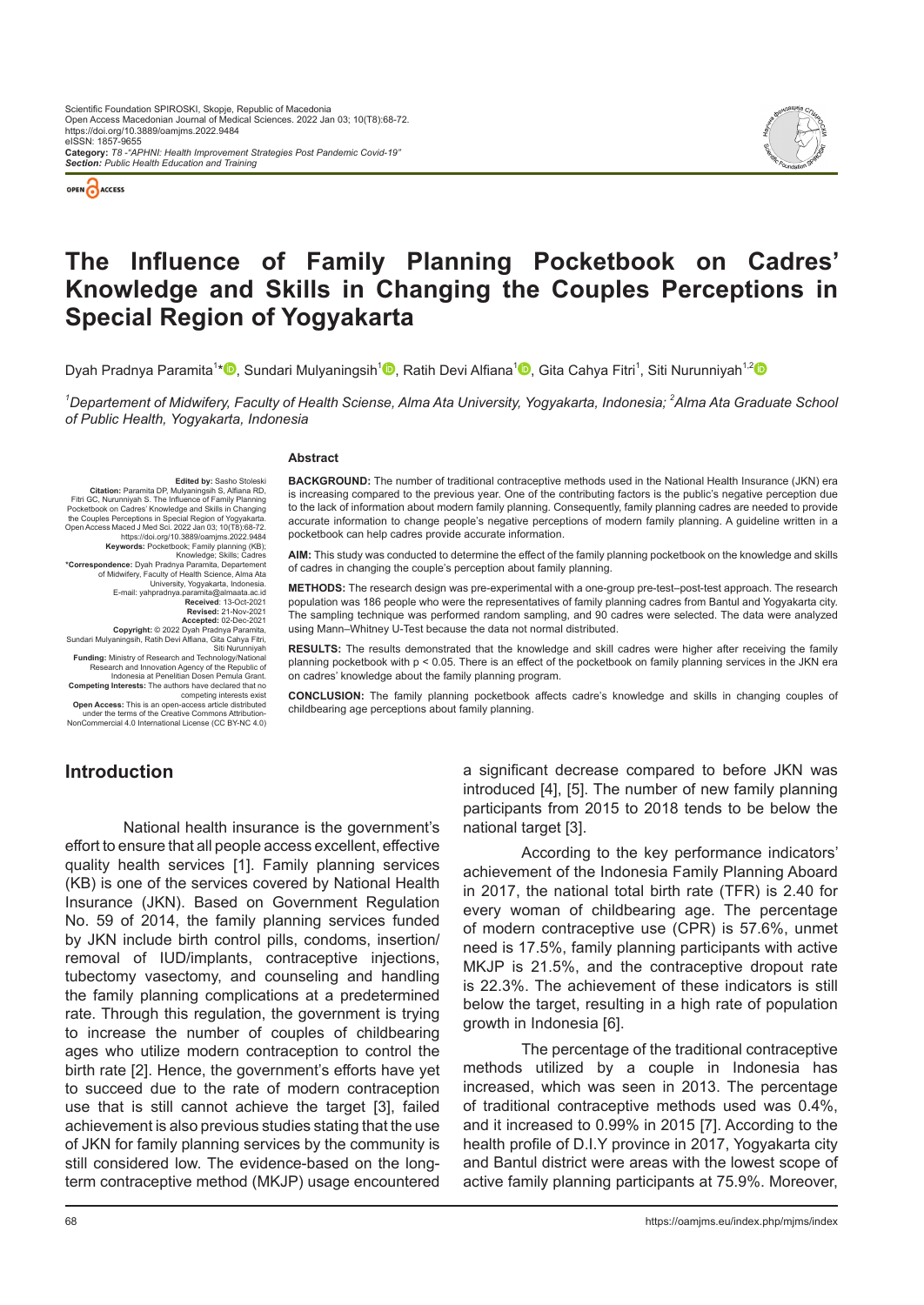Scientific Foundation SPIROSKI, Skopje, Republic of Macedonia
Open Access Macedonian Journal of Medical Sciences. 2022 Jan 03; 10(T8):68-72.
https://doi.org/10.3889/oamjms.2022.9484
eISSN: 1857-9655
**Category:** *T8 -"APHNI: Health Improvement Strategies Post Pandemic Covid-19"*
***Section:** Public Health Education and Training*

# The Influence of Family Planning Pocketbook on Cadres' Knowledge and Skills in Changing the Couples Perceptions in Special Region of Yogyakarta

Dyah Pradnya Paramita[1]*, Sundari Mulyaningsih[1], Ratih Devi Alfiana[1], Gita Cahya Fitri[1], Siti Nurunniyah[1,2]

*[1]Departement of Midwifery, Faculty of Health Sciense, Alma Ata University, Yogyakarta, Indonesia; [2]Alma Ata Graduate School of Public Health, Yogyakarta, Indonesia*

**Edited by:** Sasho Stoleski
**Citation:** Paramita DP, Mulyaningsih S, Alfiana RD, Fitri GC, Nurunniyah S. The Influence of Family Planning Pocketbook on Cadres' Knowledge and Skills in Changing the Couples Perceptions in Special Region of Yogyakarta. Open Access Maced J Med Sci. 2022 Jan 03; 10(T8):68-72. https://doi.org/10.3889/oamjms.2022.9484
**Keywords:** Pocketbook; Family planning (KB); Knowledge; Skills; Cadres
***Correspondence:** Dyah Pradnya Paramita, Departement of Midwifery, Faculty of Health Science, Alma Ata University, Yogyakarta, Indonesia. E-mail: yahpradnya.paramita@almaata.ac.id
**Received:** 13-Oct-2021
**Revised:** 21-Nov-2021
**Accepted:** 02-Dec-2021
**Copyright:** © 2022 Dyah Pradnya Paramita, Sundari Mulyaningsih, Ratih Devi Alfiana, Gita Cahya Fitri, Siti Nurunniyah
**Funding:** Ministry of Research and Technology/National Research and Innovation Agency of the Republic of Indonesia at Penelitian Dosen Pemula Grant.
**Competing Interests:** The authors have declared that no competing interests exist
**Open Access:** This is an open-access article distributed under the terms of the Creative Commons Attribution-NonCommercial 4.0 International License (CC BY-NC 4.0)

## Abstract

**BACKGROUND:** The number of traditional contraceptive methods used in the National Health Insurance (JKN) era is increasing compared to the previous year. One of the contributing factors is the public's negative perception due to the lack of information about modern family planning. Consequently, family planning cadres are needed to provide accurate information to change people's negative perceptions of modern family planning. A guideline written in a pocketbook can help cadres provide accurate information.

**AIM:** This study was conducted to determine the effect of the family planning pocketbook on the knowledge and skills of cadres in changing the couple's perception about family planning.

**METHODS:** The research design was pre-experimental with a one-group pre-test–post-test approach. The research population was 186 people who were the representatives of family planning cadres from Bantul and Yogyakarta city. The sampling technique was performed random sampling, and 90 cadres were selected. The data were analyzed using Mann–Whitney U-Test because the data not normal distributed.

**RESULTS:** The results demonstrated that the knowledge and skill cadres were higher after receiving the family planning pocketbook with $p < 0.05$. There is an effect of the pocketbook on family planning services in the JKN era on cadres' knowledge about the family planning program.

**CONCLUSION:** The family planning pocketbook affects cadre's knowledge and skills in changing couples of childbearing age perceptions about family planning.

## Introduction

National health insurance is the government's effort to ensure that all people access excellent, effective quality health services [1]. Family planning services (KB) is one of the services covered by National Health Insurance (JKN). Based on Government Regulation No. 59 of 2014, the family planning services funded by JKN include birth control pills, condoms, insertion/removal of IUD/implants, contraceptive injections, tubectomy vasectomy, and counseling and handling the family planning complications at a predetermined rate. Through this regulation, the government is trying to increase the number of couples of childbearing ages who utilize modern contraception to control the birth rate [2]. Hence, the government's efforts have yet to succeed due to the rate of modern contraception use that is still cannot achieve the target [3], failed achievement is also previous studies stating that the use of JKN for family planning services by the community is still considered low. The evidence-based on the long-term contraceptive method (MKJP) usage encountered a significant decrease compared to before JKN was introduced [4], [5]. The number of new family planning participants from 2015 to 2018 tends to be below the national target [3].

According to the key performance indicators' achievement of the Indonesia Family Planning Aboard in 2017, the national total birth rate (TFR) is 2.40 for every woman of childbearing age. The percentage of modern contraceptive use (CPR) is 57.6%, unmet need is 17.5%, family planning participants with active MKJP is 21.5%, and the contraceptive dropout rate is 22.3%. The achievement of these indicators is still below the target, resulting in a high rate of population growth in Indonesia [6].

The percentage of the traditional contraceptive methods utilized by a couple in Indonesia has increased, which was seen in 2013. The percentage of traditional contraceptive methods used was 0.4%, and it increased to 0.99% in 2015 [7]. According to the health profile of D.I.Y province in 2017, Yogyakarta city and Bantul district were areas with the lowest scope of active family planning participants at 75.9%. Moreover,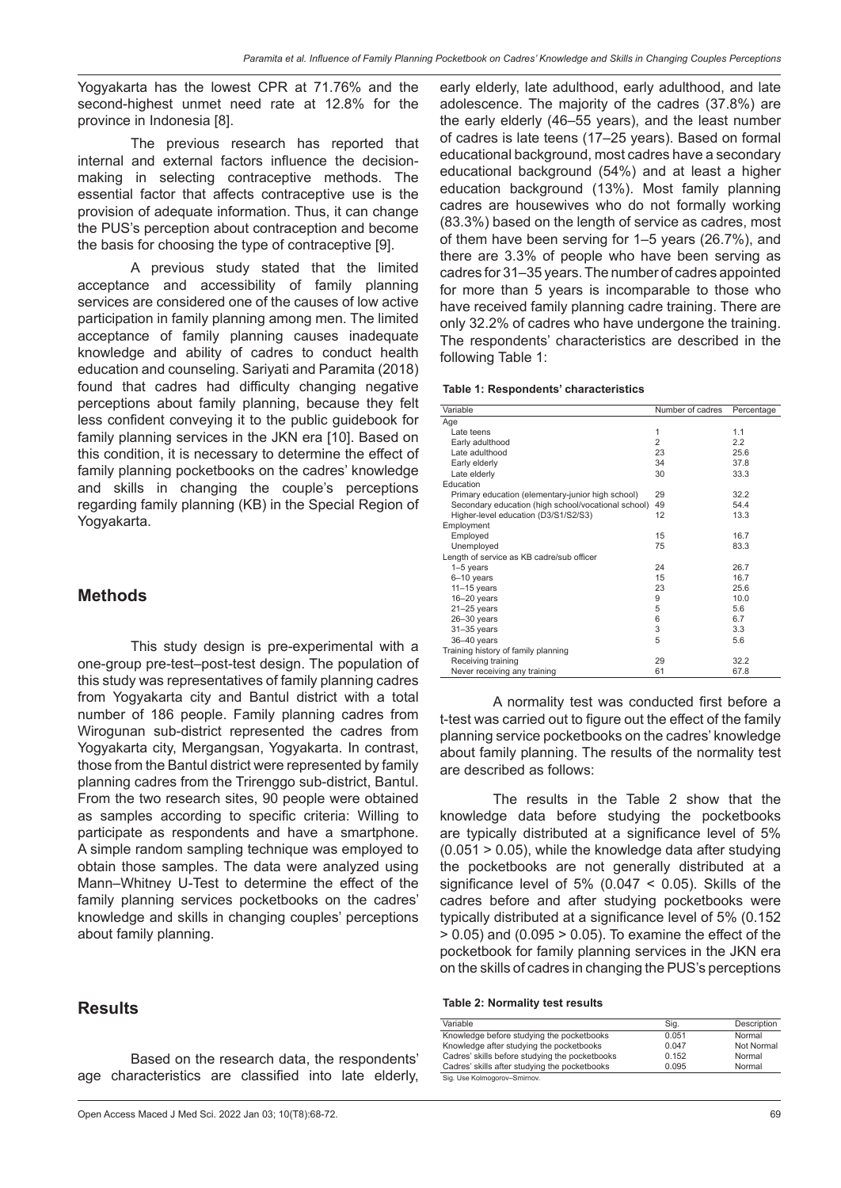Yogyakarta has the lowest CPR at 71.76% and the second-highest unmet need rate at 12.8% for the province in Indonesia [8].

The previous research has reported that internal and external factors influence the decision-making in selecting contraceptive methods. The essential factor that affects contraceptive use is the provision of adequate information. Thus, it can change the PUS's perception about contraception and become the basis for choosing the type of contraceptive [9].

A previous study stated that the limited acceptance and accessibility of family planning services are considered one of the causes of low active participation in family planning among men. The limited acceptance of family planning causes inadequate knowledge and ability of cadres to conduct health education and counseling. Sariyati and Paramita (2018) found that cadres had difficulty changing negative perceptions about family planning, because they felt less confident conveying it to the public guidebook for family planning services in the JKN era [10]. Based on this condition, it is necessary to determine the effect of family planning pocketbooks on the cadres' knowledge and skills in changing the couple's perceptions regarding family planning (KB) in the Special Region of Yogyakarta.

## Methods

This study design is pre-experimental with a one-group pre-test–post-test design. The population of this study was representatives of family planning cadres from Yogyakarta city and Bantul district with a total number of 186 people. Family planning cadres from Wirogunan sub-district represented the cadres from Yogyakarta city, Mergangsan, Yogyakarta. In contrast, those from the Bantul district were represented by family planning cadres from the Trirenggo sub-district, Bantul. From the two research sites, 90 people were obtained as samples according to specific criteria: Willing to participate as respondents and have a smartphone. A simple random sampling technique was employed to obtain those samples. The data were analyzed using Mann–Whitney U-Test to determine the effect of the family planning services pocketbooks on the cadres' knowledge and skills in changing couples' perceptions about family planning.

## Results

Based on the research data, the respondents' age characteristics are classified into late elderly, early elderly, late adulthood, early adulthood, and late adolescence. The majority of the cadres (37.8%) are the early elderly (46–55 years), and the least number of cadres is late teens (17–25 years). Based on formal educational background, most cadres have a secondary educational background (54%) and at least a higher education background (13%). Most family planning cadres are housewives who do not formally working (83.3%) based on the length of service as cadres, most of them have been serving for 1–5 years (26.7%), and there are 3.3% of people who have been serving as cadres for 31–35 years. The number of cadres appointed for more than 5 years is incomparable to those who have received family planning cadre training. There are only 32.2% of cadres who have undergone the training. The respondents' characteristics are described in the following Table 1:

**Table 1: Respondents' characteristics**

| Variable | Number of cadres | Percentage |
|---|---|---|
| Age | | |
| Late teens | 1 | 1.1 |
| Early adulthood | 2 | 2.2 |
| Late adulthood | 23 | 25.6 |
| Early elderly | 34 | 37.8 |
| Late elderly | 30 | 33.3 |
| Education | | |
| Primary education (elementary-junior high school) | 29 | 32.2 |
| Secondary education (high school/vocational school) | 49 | 54.4 |
| Higher-level education (D3/S1/S2/S3) | 12 | 13.3 |
| Employment | | |
| Employed | 15 | 16.7 |
| Unemployed | 75 | 83.3 |
| Length of service as KB cadre/sub officer | | |
| 1–5 years | 24 | 26.7 |
| 6–10 years | 15 | 16.7 |
| 11–15 years | 23 | 25.6 |
| 16–20 years | 9 | 10.0 |
| 21–25 years | 5 | 5.6 |
| 26–30 years | 6 | 6.7 |
| 31–35 years | 3 | 3.3 |
| 36–40 years | 5 | 5.6 |
| Training history of family planning | | |
| Receiving training | 29 | 32.2 |
| Never receiving any training | 61 | 67.8 |

A normality test was conducted first before a t-test was carried out to figure out the effect of the family planning service pocketbooks on the cadres' knowledge about family planning. The results of the normality test are described as follows:

The results in the Table 2 show that the knowledge data before studying the pocketbooks are typically distributed at a significance level of 5% ($0.051 > 0.05$), while the knowledge data after studying the pocketbooks are not generally distributed at a significance level of 5% ($0.047 < 0.05$). Skills of the cadres before and after studying pocketbooks were typically distributed at a significance level of 5% ($0.152 > 0.05$) and ($0.095 > 0.05$). To examine the effect of the pocketbook for family planning services in the JKN era on the skills of cadres in changing the PUS's perceptions

**Table 2: Normality test results**

| Variable | Sig. | Description |
|---|---|---|
| Knowledge before studying the pocketbooks | 0.051 | Normal |
| Knowledge after studying the pocketbooks | 0.047 | Not Normal |
| Cadres' skills before studying the pocketbooks | 0.152 | Normal |
| Cadres' skills after studying the pocketbooks | 0.095 | Normal |

Sig. Use Kolmogorov–Smirnov.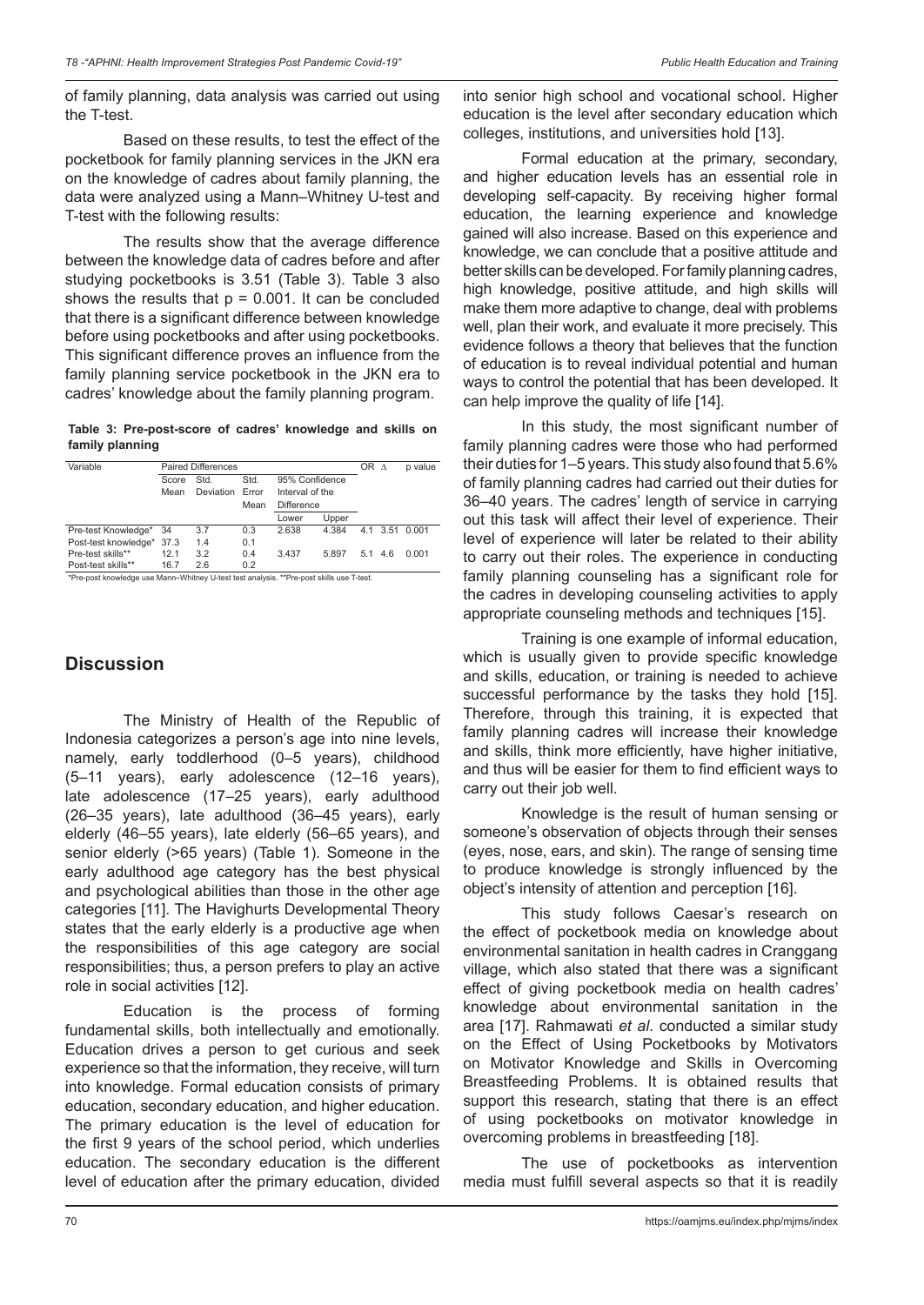of family planning, data analysis was carried out using the T-test.

Based on these results, to test the effect of the pocketbook for family planning services in the JKN era on the knowledge of cadres about family planning, the data were analyzed using a Mann–Whitney U-test and T-test with the following results:

The results show that the average difference between the knowledge data of cadres before and after studying pocketbooks is 3.51 (Table 3). Table 3 also shows the results that p = 0.001. It can be concluded that there is a significant difference between knowledge before using pocketbooks and after using pocketbooks. This significant difference proves an influence from the family planning service pocketbook in the JKN era to cadres' knowledge about the family planning program.

**Table 3: Pre-post-score of cadres' knowledge and skills on family planning**

| Variable | Paired Differences | | | | | OR | Δ | p value |
|---|---|---|---|---|---|---|---|---|
| | Score Mean | Std. Deviation | Std. Error Mean | 95% Confidence Interval of the Difference | | | | |
| | | | | Lower | Upper | | | |
| Pre-test Knowledge* | 34 | 3.7 | 0.3 | 2.638 | 4.384 | 4.1 | 3.51 | 0.001 |
| Post-test knowledge* | 37.3 | 1.4 | 0.1 | | | | | |
| Pre-test skills** | 12.1 | 3.2 | 0.4 | 3.437 | 5.897 | 5.1 | 4.6 | 0.001 |
| Post-test skills** | 16.7 | 2.6 | 0.2 | | | | | |

*Pre-post knowledge use Mann–Whitney U-test test analysis. **Pre-post skills use T-test.

## Discussion

The Ministry of Health of the Republic of Indonesia categorizes a person's age into nine levels, namely, early toddlerhood (0–5 years), childhood (5–11 years), early adolescence (12–16 years), late adolescence (17–25 years), early adulthood (26–35 years), late adulthood (36–45 years), early elderly (46–55 years), late elderly (56–65 years), and senior elderly (>65 years) (Table 1). Someone in the early adulthood age category has the best physical and psychological abilities than those in the other age categories [11]. The Havighurts Developmental Theory states that the early elderly is a productive age when the responsibilities of this age category are social responsibilities; thus, a person prefers to play an active role in social activities [12].

Education is the process of forming fundamental skills, both intellectually and emotionally. Education drives a person to get curious and seek experience so that the information, they receive, will turn into knowledge. Formal education consists of primary education, secondary education, and higher education. The primary education is the level of education for the first 9 years of the school period, which underlies education. The secondary education is the different level of education after the primary education, divided into senior high school and vocational school. Higher education is the level after secondary education which colleges, institutions, and universities hold [13].

Formal education at the primary, secondary, and higher education levels has an essential role in developing self-capacity. By receiving higher formal education, the learning experience and knowledge gained will also increase. Based on this experience and knowledge, we can conclude that a positive attitude and better skills can be developed. For family planning cadres, high knowledge, positive attitude, and high skills will make them more adaptive to change, deal with problems well, plan their work, and evaluate it more precisely. This evidence follows a theory that believes that the function of education is to reveal individual potential and human ways to control the potential that has been developed. It can help improve the quality of life [14].

In this study, the most significant number of family planning cadres were those who had performed their duties for 1–5 years. This study also found that 5.6% of family planning cadres had carried out their duties for 36–40 years. The cadres' length of service in carrying out this task will affect their level of experience. Their level of experience will later be related to their ability to carry out their roles. The experience in conducting family planning counseling has a significant role for the cadres in developing counseling activities to apply appropriate counseling methods and techniques [15].

Training is one example of informal education, which is usually given to provide specific knowledge and skills, education, or training is needed to achieve successful performance by the tasks they hold [15]. Therefore, through this training, it is expected that family planning cadres will increase their knowledge and skills, think more efficiently, have higher initiative, and thus will be easier for them to find efficient ways to carry out their job well.

Knowledge is the result of human sensing or someone's observation of objects through their senses (eyes, nose, ears, and skin). The range of sensing time to produce knowledge is strongly influenced by the object's intensity of attention and perception [16].

This study follows Caesar's research on the effect of pocketbook media on knowledge about environmental sanitation in health cadres in Cranggang village, which also stated that there was a significant effect of giving pocketbook media on health cadres' knowledge about environmental sanitation in the area [17]. Rahmawati *et al*. conducted a similar study on the Effect of Using Pocketbooks by Motivators on Motivator Knowledge and Skills in Overcoming Breastfeeding Problems. It is obtained results that support this research, stating that there is an effect of using pocketbooks on motivator knowledge in overcoming problems in breastfeeding [18].

The use of pocketbooks as intervention media must fulfill several aspects so that it is readily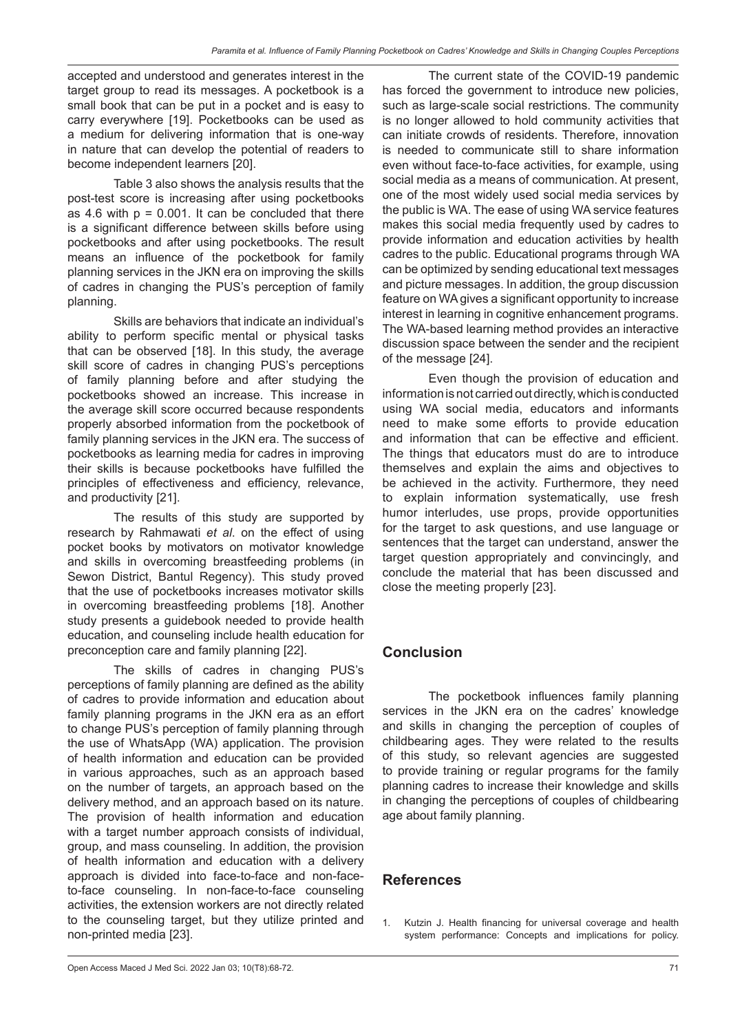accepted and understood and generates interest in the target group to read its messages. A pocketbook is a small book that can be put in a pocket and is easy to carry everywhere [19]. Pocketbooks can be used as a medium for delivering information that is one-way in nature that can develop the potential of readers to become independent learners [20].

Table 3 also shows the analysis results that the post-test score is increasing after using pocketbooks as 4.6 with $p = 0.001$. It can be concluded that there is a significant difference between skills before using pocketbooks and after using pocketbooks. The result means an influence of the pocketbook for family planning services in the JKN era on improving the skills of cadres in changing the PUS's perception of family planning.

Skills are behaviors that indicate an individual's ability to perform specific mental or physical tasks that can be observed [18]. In this study, the average skill score of cadres in changing PUS's perceptions of family planning before and after studying the pocketbooks showed an increase. This increase in the average skill score occurred because respondents properly absorbed information from the pocketbook of family planning services in the JKN era. The success of pocketbooks as learning media for cadres in improving their skills is because pocketbooks have fulfilled the principles of effectiveness and efficiency, relevance, and productivity [21].

The results of this study are supported by research by Rahmawati *et al*. on the effect of using pocket books by motivators on motivator knowledge and skills in overcoming breastfeeding problems (in Sewon District, Bantul Regency). This study proved that the use of pocketbooks increases motivator skills in overcoming breastfeeding problems [18]. Another study presents a guidebook needed to provide health education, and counseling include health education for preconception care and family planning [22].

The skills of cadres in changing PUS's perceptions of family planning are defined as the ability of cadres to provide information and education about family planning programs in the JKN era as an effort to change PUS's perception of family planning through the use of WhatsApp (WA) application. The provision of health information and education can be provided in various approaches, such as an approach based on the number of targets, an approach based on the delivery method, and an approach based on its nature. The provision of health information and education with a target number approach consists of individual, group, and mass counseling. In addition, the provision of health information and education with a delivery approach is divided into face-to-face and non-face-to-face counseling. In non-face-to-face counseling activities, the extension workers are not directly related to the counseling target, but they utilize printed and non-printed media [23].

The current state of the COVID-19 pandemic has forced the government to introduce new policies, such as large-scale social restrictions. The community is no longer allowed to hold community activities that can initiate crowds of residents. Therefore, innovation is needed to communicate still to share information even without face-to-face activities, for example, using social media as a means of communication. At present, one of the most widely used social media services by the public is WA. The ease of using WA service features makes this social media frequently used by cadres to provide information and education activities by health cadres to the public. Educational programs through WA can be optimized by sending educational text messages and picture messages. In addition, the group discussion feature on WA gives a significant opportunity to increase interest in learning in cognitive enhancement programs. The WA-based learning method provides an interactive discussion space between the sender and the recipient of the message [24].

Even though the provision of education and information is not carried out directly, which is conducted using WA social media, educators and informants need to make some efforts to provide education and information that can be effective and efficient. The things that educators must do are to introduce themselves and explain the aims and objectives to be achieved in the activity. Furthermore, they need to explain information systematically, use fresh humor interludes, use props, provide opportunities for the target to ask questions, and use language or sentences that the target can understand, answer the target question appropriately and convincingly, and conclude the material that has been discussed and close the meeting properly [23].

## Conclusion

The pocketbook influences family planning services in the JKN era on the cadres' knowledge and skills in changing the perception of couples of childbearing ages. They were related to the results of this study, so relevant agencies are suggested to provide training or regular programs for the family planning cadres to increase their knowledge and skills in changing the perceptions of couples of childbearing age about family planning.

## References

1. Kutzin J. Health financing for universal coverage and health system performance: Concepts and implications for policy.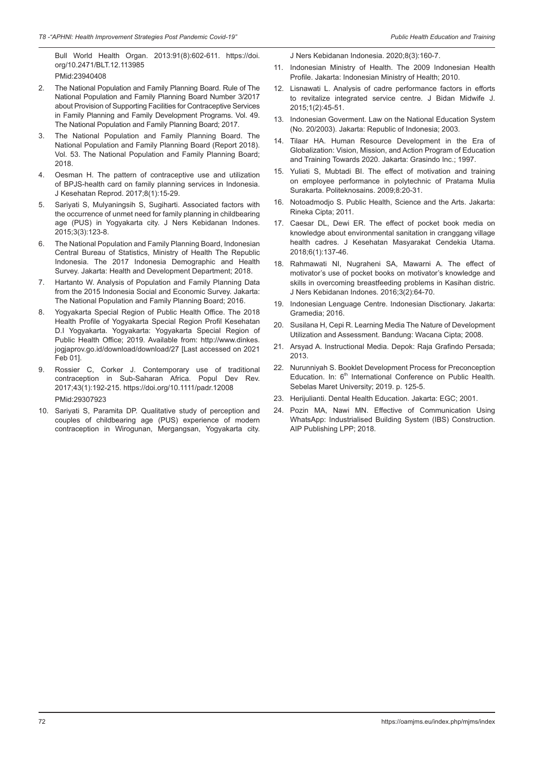Bull World Health Organ. 2013:91(8):602-611. https://doi.org/10.2471/BLT.12.113985
PMid:23940408

2. The National Population and Family Planning Board. Rule of The National Population and Family Planning Board Number 3/2017 about Provision of Supporting Facilities for Contraceptive Services in Family Planning and Family Development Programs. Vol. 49. The National Population and Family Planning Board; 2017.
3. The National Population and Family Planning Board. The National Population and Family Planning Board (Report 2018). Vol. 53. The National Population and Family Planning Board; 2018.
4. Oesman H. The pattern of contraceptive use and utilization of BPJS-health card on family planning services in Indonesia. J Kesehatan Reprod. 2017;8(1):15-29.
5. Sariyati S, Mulyaningsih S, Sugiharti. Associated factors with the occurrence of unmet need for family planning in childbearing age (PUS) in Yogyakarta city. J Ners Kebidanan Indones. 2015;3(3):123-8.
6. The National Population and Family Planning Board, Indonesian Central Bureau of Statistics, Ministry of Health The Republic Indonesia. The 2017 Indonesia Demographic and Health Survey. Jakarta: Health and Development Department; 2018.
7. Hartanto W. Analysis of Population and Family Planning Data from the 2015 Indonesia Social and Economic Survey. Jakarta: The National Population and Family Planning Board; 2016.
8. Yogyakarta Special Region of Public Health Office. The 2018 Health Profile of Yogyakarta Special Region Profil Kesehatan D.I Yogyakarta. Yogyakarta: Yogyakarta Special Region of Public Health Office; 2019. Available from: http://www.dinkes.jogjaprov.go.id/download/download/27 [Last accessed on 2021 Feb 01].
9. Rossier C, Corker J. Contemporary use of traditional contraception in Sub-Saharan Africa. Popul Dev Rev. 2017;43(1):192-215. https://doi.org/10.1111/padr.12008
PMid:29307923
10. Sariyati S, Paramita DP. Qualitative study of perception and couples of childbearing age (PUS) experience of modern contraception in Wirogunan, Mergangsan, Yogyakarta city. J Ners Kebidanan Indonesia. 2020;8(3):160-7.
11. Indonesian Ministry of Health. The 2009 Indonesian Health Profile. Jakarta: Indonesian Ministry of Health; 2010.
12. Lisnawati L. Analysis of cadre performance factors in efforts to revitalize integrated service centre. J Bidan Midwife J. 2015;1(2):45-51.
13. Indonesian Goverment. Law on the National Education System (No. 20/2003). Jakarta: Republic of Indonesia; 2003.
14. Tilaar HA. Human Resource Development in the Era of Globalization: Vision, Mission, and Action Program of Education and Training Towards 2020. Jakarta: Grasindo Inc.; 1997.
15. Yuliati S, Mubtadi BI. The effect of motivation and training on employee performance in polytechnic of Pratama Mulia Surakarta. Politeknosains. 2009;8:20-31.
16. Notoadmodjo S. Public Health, Science and the Arts. Jakarta: Rineka Cipta; 2011.
17. Caesar DL, Dewi ER. The effect of pocket book media on knowledge about environmental sanitation in cranggang village health cadres. J Kesehatan Masyarakat Cendekia Utama. 2018;6(1):137-46.
18. Rahmawati NI, Nugraheni SA, Mawarni A. The effect of motivator's use of pocket books on motivator's knowledge and skills in overcoming breastfeeding problems in Kasihan distric. J Ners Kebidanan Indones. 2016;3(2):64-70.
19. Indonesian Lenguage Centre. Indonesian Disctionary. Jakarta: Gramedia; 2016.
20. Susilana H, Cepi R. Learning Media The Nature of Development Utilization and Assessment. Bandung: Wacana Cipta; 2008.
21. Arsyad A. Instructional Media. Depok: Raja Grafindo Persada; 2013.
22. Nurunniyah S. Booklet Development Process for Preconception Education. In: 6th International Conference on Public Health. Sebelas Maret University; 2019. p. 125-5.
23. Herijulianti. Dental Health Education. Jakarta: EGC; 2001.
24. Pozin MA, Nawi MN. Effective of Communication Using WhatsApp: Industrialised Building System (IBS) Construction. AIP Publishing LPP; 2018.